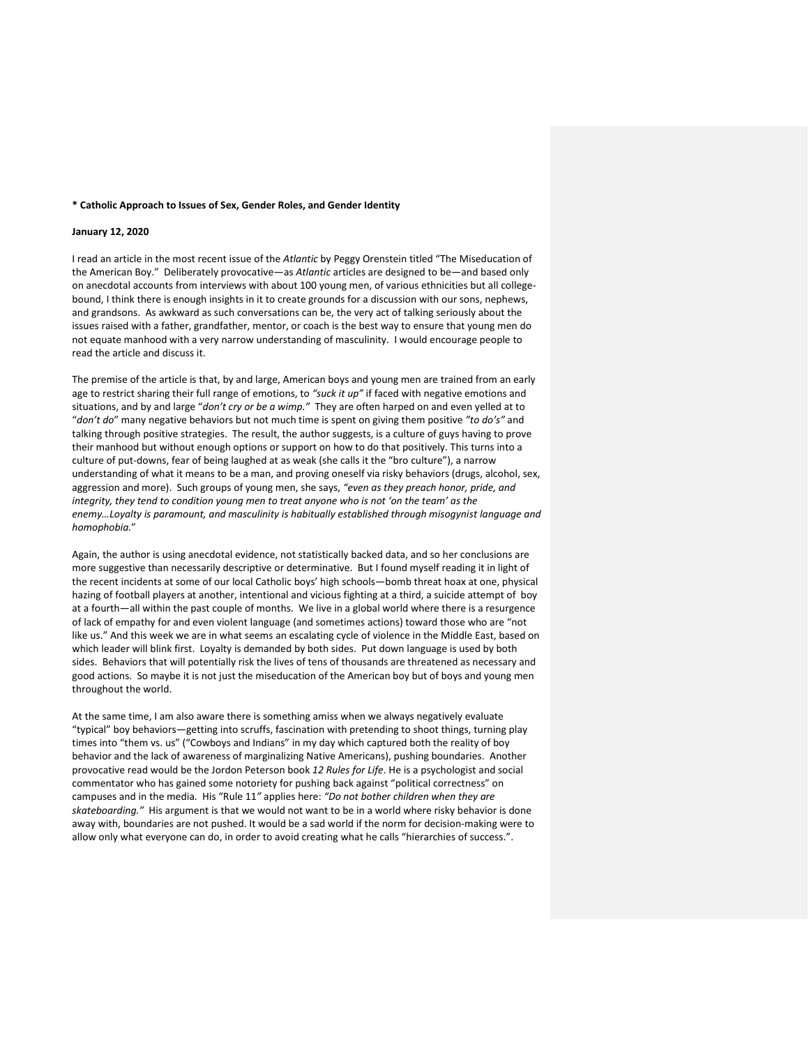**\* Catholic Approach to Issues of Sex, Gender Roles, and Gender Identity**

**January 12, 2020**

I read an article in the most recent issue of the *Atlantic* by Peggy Orenstein titled "The Miseducation of the American Boy." Deliberately provocative—as *Atlantic* articles are designed to be—and based only on anecdotal accounts from interviews with about 100 young men, of various ethnicities but all college-bound, I think there is enough insights in it to create grounds for a discussion with our sons, nephews, and grandsons. As awkward as such conversations can be, the very act of talking seriously about the issues raised with a father, grandfather, mentor, or coach is the best way to ensure that young men do not equate manhood with a very narrow understanding of masculinity. I would encourage people to read the article and discuss it.

The premise of the article is that, by and large, American boys and young men are trained from an early age to restrict sharing their full range of emotions, to *"suck it up"* if faced with negative emotions and situations, and by and large "*don't cry or be a wimp."* They are often harped on and even yelled at to "*don't do*" many negative behaviors but not much time is spent on giving them positive *"to do's"* and talking through positive strategies. The result, the author suggests, is a culture of guys having to prove their manhood but without enough options or support on how to do that positively. This turns into a culture of put-downs, fear of being laughed at as weak (she calls it the "bro culture"), a narrow understanding of what it means to be a man, and proving oneself via risky behaviors (drugs, alcohol, sex, aggression and more). Such groups of young men, she says, *"even as they preach honor, pride, and integrity, they tend to condition young men to treat anyone who is not 'on the team' as the enemy…Loyalty is paramount, and masculinity is habitually established through misogynist language and homophobia.*"

Again, the author is using anecdotal evidence, not statistically backed data, and so her conclusions are more suggestive than necessarily descriptive or determinative. But I found myself reading it in light of the recent incidents at some of our local Catholic boys' high schools—bomb threat hoax at one, physical hazing of football players at another, intentional and vicious fighting at a third, a suicide attempt of boy at a fourth—all within the past couple of months. We live in a global world where there is a resurgence of lack of empathy for and even violent language (and sometimes actions) toward those who are "not like us." And this week we are in what seems an escalating cycle of violence in the Middle East, based on which leader will blink first. Loyalty is demanded by both sides. Put down language is used by both sides. Behaviors that will potentially risk the lives of tens of thousands are threatened as necessary and good actions. So maybe it is not just the miseducation of the American boy but of boys and young men throughout the world.

At the same time, I am also aware there is something amiss when we always negatively evaluate "typical" boy behaviors—getting into scruffs, fascination with pretending to shoot things, turning play times into "them vs. us" ("Cowboys and Indians" in my day which captured both the reality of boy behavior and the lack of awareness of marginalizing Native Americans), pushing boundaries. Another provocative read would be the Jordon Peterson book *12 Rules for Life*. He is a psychologist and social commentator who has gained some notoriety for pushing back against "political correctness" on campuses and in the media. His "Rule 11*"* applies here: *"Do not bother children when they are skateboarding."* His argument is that we would not want to be in a world where risky behavior is done away with, boundaries are not pushed. It would be a sad world if the norm for decision-making were to allow only what everyone can do, in order to avoid creating what he calls "hierarchies of success.".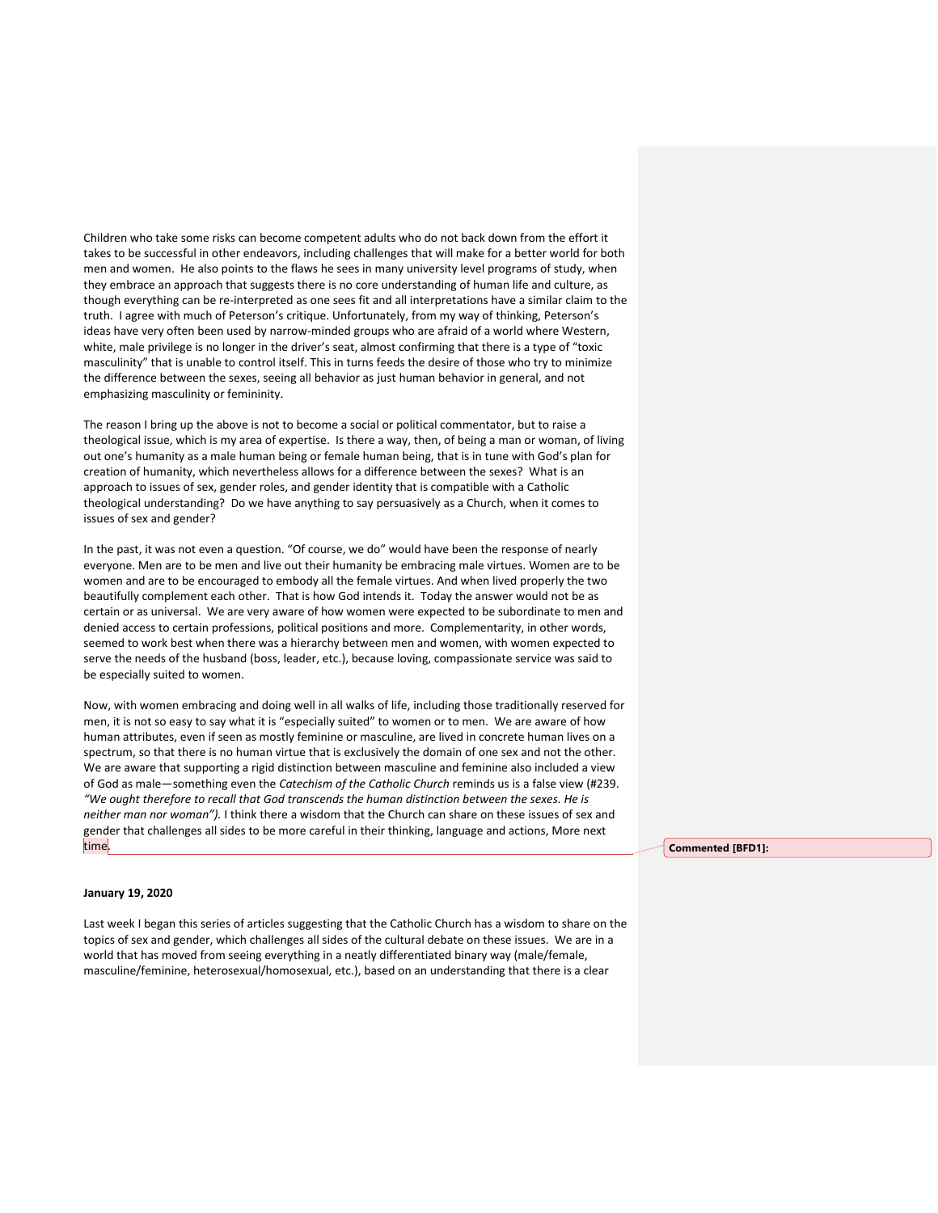Children who take some risks can become competent adults who do not back down from the effort it takes to be successful in other endeavors, including challenges that will make for a better world for both men and women. He also points to the flaws he sees in many university level programs of study, when they embrace an approach that suggests there is no core understanding of human life and culture, as though everything can be re-interpreted as one sees fit and all interpretations have a similar claim to the truth. I agree with much of Peterson's critique. Unfortunately, from my way of thinking, Peterson's ideas have very often been used by narrow-minded groups who are afraid of a world where Western, white, male privilege is no longer in the driver's seat, almost confirming that there is a type of "toxic masculinity" that is unable to control itself. This in turns feeds the desire of those who try to minimize the difference between the sexes, seeing all behavior as just human behavior in general, and not emphasizing masculinity or femininity.

The reason I bring up the above is not to become a social or political commentator, but to raise a theological issue, which is my area of expertise. Is there a way, then, of being a man or woman, of living out one's humanity as a male human being or female human being, that is in tune with God's plan for creation of humanity, which nevertheless allows for a difference between the sexes? What is an approach to issues of sex, gender roles, and gender identity that is compatible with a Catholic theological understanding? Do we have anything to say persuasively as a Church, when it comes to issues of sex and gender?

In the past, it was not even a question. "Of course, we do" would have been the response of nearly everyone. Men are to be men and live out their humanity be embracing male virtues. Women are to be women and are to be encouraged to embody all the female virtues. And when lived properly the two beautifully complement each other. That is how God intends it. Today the answer would not be as certain or as universal. We are very aware of how women were expected to be subordinate to men and denied access to certain professions, political positions and more. Complementarity, in other words, seemed to work best when there was a hierarchy between men and women, with women expected to serve the needs of the husband (boss, leader, etc.), because loving, compassionate service was said to be especially suited to women.

Now, with women embracing and doing well in all walks of life, including those traditionally reserved for men, it is not so easy to say what it is "especially suited" to women or to men. We are aware of how human attributes, even if seen as mostly feminine or masculine, are lived in concrete human lives on a spectrum, so that there is no human virtue that is exclusively the domain of one sex and not the other. We are aware that supporting a rigid distinction between masculine and feminine also included a view of God as male—something even the *Catechism of the Catholic Church* reminds us is a false view (#239. *"We ought therefore to recall that God transcends the human distinction between the sexes. He is neither man nor woman").* I think there a wisdom that the Church can share on these issues of sex and gender that challenges all sides to be more careful in their thinking, language and actions, More next time.

**January 19, 2020**

Last week I began this series of articles suggesting that the Catholic Church has a wisdom to share on the topics of sex and gender, which challenges all sides of the cultural debate on these issues. We are in a world that has moved from seeing everything in a neatly differentiated binary way (male/female, masculine/feminine, heterosexual/homosexual, etc.), based on an understanding that there is a clear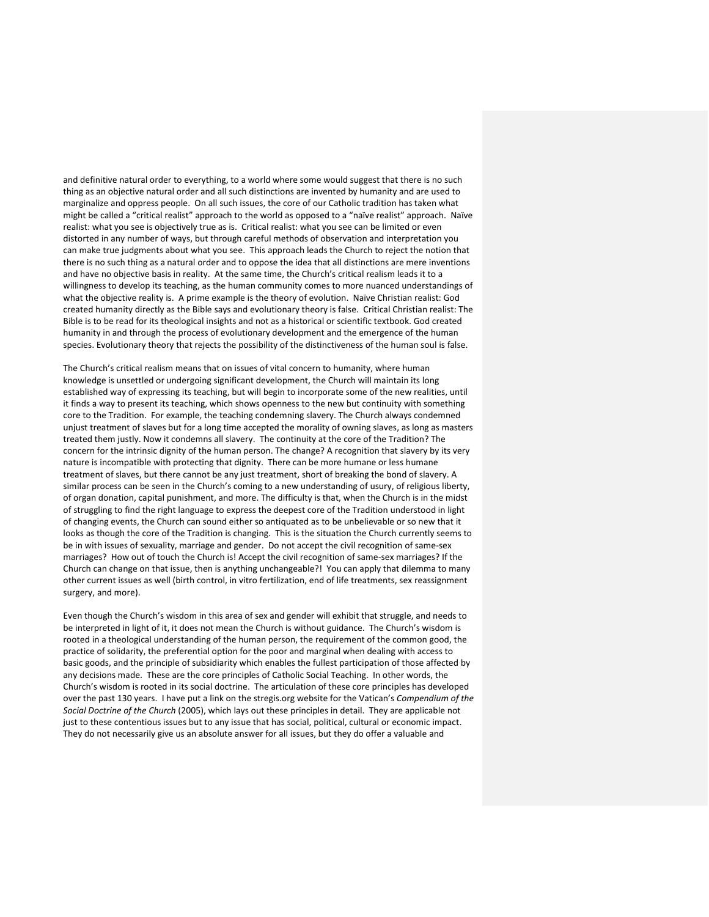and definitive natural order to everything, to a world where some would suggest that there is no such thing as an objective natural order and all such distinctions are invented by humanity and are used to marginalize and oppress people. On all such issues, the core of our Catholic tradition has taken what might be called a "critical realist" approach to the world as opposed to a "naïve realist" approach. Naïve realist: what you see is objectively true as is. Critical realist: what you see can be limited or even distorted in any number of ways, but through careful methods of observation and interpretation you can make true judgments about what you see. This approach leads the Church to reject the notion that there is no such thing as a natural order and to oppose the idea that all distinctions are mere inventions and have no objective basis in reality. At the same time, the Church's critical realism leads it to a willingness to develop its teaching, as the human community comes to more nuanced understandings of what the objective reality is. A prime example is the theory of evolution. Naïve Christian realist: God created humanity directly as the Bible says and evolutionary theory is false. Critical Christian realist: The Bible is to be read for its theological insights and not as a historical or scientific textbook. God created humanity in and through the process of evolutionary development and the emergence of the human species. Evolutionary theory that rejects the possibility of the distinctiveness of the human soul is false.

The Church's critical realism means that on issues of vital concern to humanity, where human knowledge is unsettled or undergoing significant development, the Church will maintain its long established way of expressing its teaching, but will begin to incorporate some of the new realities, until it finds a way to present its teaching, which shows openness to the new but continuity with something core to the Tradition. For example, the teaching condemning slavery. The Church always condemned unjust treatment of slaves but for a long time accepted the morality of owning slaves, as long as masters treated them justly. Now it condemns all slavery. The continuity at the core of the Tradition? The concern for the intrinsic dignity of the human person. The change? A recognition that slavery by its very nature is incompatible with protecting that dignity. There can be more humane or less humane treatment of slaves, but there cannot be any just treatment, short of breaking the bond of slavery. A similar process can be seen in the Church's coming to a new understanding of usury, of religious liberty, of organ donation, capital punishment, and more. The difficulty is that, when the Church is in the midst of struggling to find the right language to express the deepest core of the Tradition understood in light of changing events, the Church can sound either so antiquated as to be unbelievable or so new that it looks as though the core of the Tradition is changing. This is the situation the Church currently seems to be in with issues of sexuality, marriage and gender. Do not accept the civil recognition of same-sex marriages? How out of touch the Church is! Accept the civil recognition of same-sex marriages? If the Church can change on that issue, then is anything unchangeable?! You can apply that dilemma to many other current issues as well (birth control, in vitro fertilization, end of life treatments, sex reassignment surgery, and more).

Even though the Church's wisdom in this area of sex and gender will exhibit that struggle, and needs to be interpreted in light of it, it does not mean the Church is without guidance. The Church's wisdom is rooted in a theological understanding of the human person, the requirement of the common good, the practice of solidarity, the preferential option for the poor and marginal when dealing with access to basic goods, and the principle of subsidiarity which enables the fullest participation of those affected by any decisions made. These are the core principles of Catholic Social Teaching. In other words, the Church's wisdom is rooted in its social doctrine. The articulation of these core principles has developed over the past 130 years. I have put a link on the stregis.org website for the Vatican's *Compendium of the Social Doctrine of the Church* (2005), which lays out these principles in detail. They are applicable not just to these contentious issues but to any issue that has social, political, cultural or economic impact. They do not necessarily give us an absolute answer for all issues, but they do offer a valuable and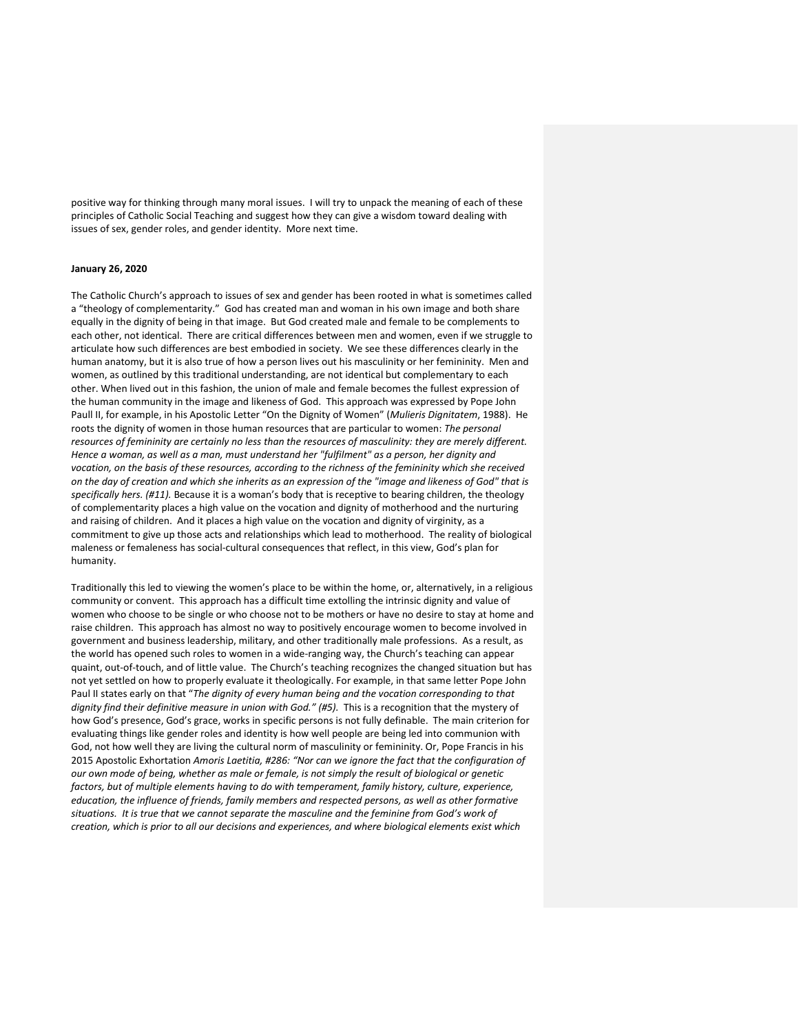positive way for thinking through many moral issues. I will try to unpack the meaning of each of these principles of Catholic Social Teaching and suggest how they can give a wisdom toward dealing with issues of sex, gender roles, and gender identity. More next time.

**January 26, 2020**

The Catholic Church's approach to issues of sex and gender has been rooted in what is sometimes called a "theology of complementarity." God has created man and woman in his own image and both share equally in the dignity of being in that image. But God created male and female to be complements to each other, not identical. There are critical differences between men and women, even if we struggle to articulate how such differences are best embodied in society. We see these differences clearly in the human anatomy, but it is also true of how a person lives out his masculinity or her femininity. Men and women, as outlined by this traditional understanding, are not identical but complementary to each other. When lived out in this fashion, the union of male and female becomes the fullest expression of the human community in the image and likeness of God. This approach was expressed by Pope John Paull II, for example, in his Apostolic Letter "On the Dignity of Women" (*Mulieris Dignitatem*, 1988). He roots the dignity of women in those human resources that are particular to women: *The personal resources of femininity are certainly no less than the resources of masculinity: they are merely different. Hence a woman, as well as a man, must understand her "fulfilment" as a person, her dignity and vocation, on the basis of these resources, according to the richness of the femininity which she received on the day of creation and which she inherits as an expression of the "image and likeness of God" that is specifically hers. (#11).* Because it is a woman's body that is receptive to bearing children, the theology of complementarity places a high value on the vocation and dignity of motherhood and the nurturing and raising of children. And it places a high value on the vocation and dignity of virginity, as a commitment to give up those acts and relationships which lead to motherhood. The reality of biological maleness or femaleness has social-cultural consequences that reflect, in this view, God's plan for humanity.

Traditionally this led to viewing the women's place to be within the home, or, alternatively, in a religious community or convent. This approach has a difficult time extolling the intrinsic dignity and value of women who choose to be single or who choose not to be mothers or have no desire to stay at home and raise children. This approach has almost no way to positively encourage women to become involved in government and business leadership, military, and other traditionally male professions. As a result, as the world has opened such roles to women in a wide-ranging way, the Church's teaching can appear quaint, out-of-touch, and of little value. The Church's teaching recognizes the changed situation but has not yet settled on how to properly evaluate it theologically. For example, in that same letter Pope John Paul II states early on that "*The dignity of every human being and the vocation corresponding to that dignity find their definitive measure in union with God." (#5).* This is a recognition that the mystery of how God's presence, God's grace, works in specific persons is not fully definable. The main criterion for evaluating things like gender roles and identity is how well people are being led into communion with God, not how well they are living the cultural norm of masculinity or femininity. Or, Pope Francis in his 2015 Apostolic Exhortation *Amoris Laetitia, #286: "Nor can we ignore the fact that the configuration of our own mode of being, whether as male or female, is not simply the result of biological or genetic factors, but of multiple elements having to do with temperament, family history, culture, experience, education, the influence of friends, family members and respected persons, as well as other formative situations. It is true that we cannot separate the masculine and the feminine from God's work of creation, which is prior to all our decisions and experiences, and where biological elements exist which*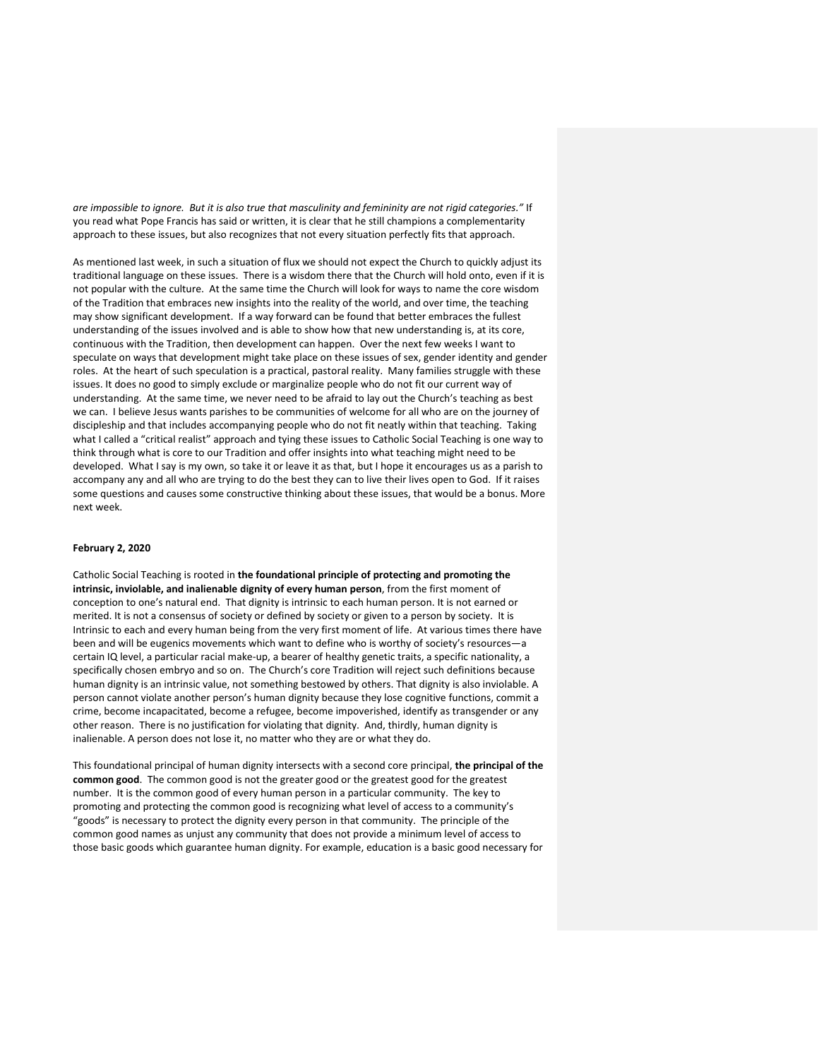*are impossible to ignore. But it is also true that masculinity and femininity are not rigid categories."* If you read what Pope Francis has said or written, it is clear that he still champions a complementarity approach to these issues, but also recognizes that not every situation perfectly fits that approach.

As mentioned last week, in such a situation of flux we should not expect the Church to quickly adjust its traditional language on these issues. There is a wisdom there that the Church will hold onto, even if it is not popular with the culture. At the same time the Church will look for ways to name the core wisdom of the Tradition that embraces new insights into the reality of the world, and over time, the teaching may show significant development. If a way forward can be found that better embraces the fullest understanding of the issues involved and is able to show how that new understanding is, at its core, continuous with the Tradition, then development can happen. Over the next few weeks I want to speculate on ways that development might take place on these issues of sex, gender identity and gender roles. At the heart of such speculation is a practical, pastoral reality. Many families struggle with these issues. It does no good to simply exclude or marginalize people who do not fit our current way of understanding. At the same time, we never need to be afraid to lay out the Church's teaching as best we can. I believe Jesus wants parishes to be communities of welcome for all who are on the journey of discipleship and that includes accompanying people who do not fit neatly within that teaching. Taking what I called a "critical realist" approach and tying these issues to Catholic Social Teaching is one way to think through what is core to our Tradition and offer insights into what teaching might need to be developed. What I say is my own, so take it or leave it as that, but I hope it encourages us as a parish to accompany any and all who are trying to do the best they can to live their lives open to God. If it raises some questions and causes some constructive thinking about these issues, that would be a bonus. More next week.

**February 2, 2020**

Catholic Social Teaching is rooted in **the foundational principle of protecting and promoting the intrinsic, inviolable, and inalienable dignity of every human person**, from the first moment of conception to one's natural end. That dignity is intrinsic to each human person. It is not earned or merited. It is not a consensus of society or defined by society or given to a person by society. It is Intrinsic to each and every human being from the very first moment of life. At various times there have been and will be eugenics movements which want to define who is worthy of society's resources—a certain IQ level, a particular racial make-up, a bearer of healthy genetic traits, a specific nationality, a specifically chosen embryo and so on. The Church's core Tradition will reject such definitions because human dignity is an intrinsic value, not something bestowed by others. That dignity is also inviolable. A person cannot violate another person's human dignity because they lose cognitive functions, commit a crime, become incapacitated, become a refugee, become impoverished, identify as transgender or any other reason. There is no justification for violating that dignity. And, thirdly, human dignity is inalienable. A person does not lose it, no matter who they are or what they do.

This foundational principal of human dignity intersects with a second core principal, **the principal of the common good**. The common good is not the greater good or the greatest good for the greatest number. It is the common good of every human person in a particular community. The key to promoting and protecting the common good is recognizing what level of access to a community's "goods" is necessary to protect the dignity every person in that community. The principle of the common good names as unjust any community that does not provide a minimum level of access to those basic goods which guarantee human dignity. For example, education is a basic good necessary for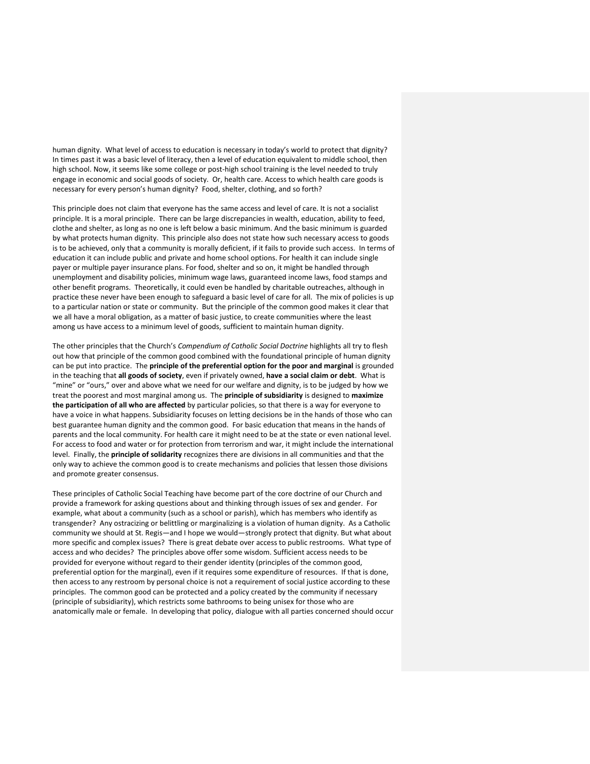human dignity. What level of access to education is necessary in today's world to protect that dignity? In times past it was a basic level of literacy, then a level of education equivalent to middle school, then high school. Now, it seems like some college or post-high school training is the level needed to truly engage in economic and social goods of society. Or, health care. Access to which health care goods is necessary for every person's human dignity? Food, shelter, clothing, and so forth?

This principle does not claim that everyone has the same access and level of care. It is not a socialist principle. It is a moral principle. There can be large discrepancies in wealth, education, ability to feed, clothe and shelter, as long as no one is left below a basic minimum. And the basic minimum is guarded by what protects human dignity. This principle also does not state how such necessary access to goods is to be achieved, only that a community is morally deficient, if it fails to provide such access. In terms of education it can include public and private and home school options. For health it can include single payer or multiple payer insurance plans. For food, shelter and so on, it might be handled through unemployment and disability policies, minimum wage laws, guaranteed income laws, food stamps and other benefit programs. Theoretically, it could even be handled by charitable outreaches, although in practice these never have been enough to safeguard a basic level of care for all. The mix of policies is up to a particular nation or state or community. But the principle of the common good makes it clear that we all have a moral obligation, as a matter of basic justice, to create communities where the least among us have access to a minimum level of goods, sufficient to maintain human dignity.

The other principles that the Church's *Compendium of Catholic Social Doctrine* highlights all try to flesh out how that principle of the common good combined with the foundational principle of human dignity can be put into practice. The **principle of the preferential option for the poor and marginal** is grounded in the teaching that **all goods of society**, even if privately owned, **have a social claim or debt**. What is "mine" or "ours," over and above what we need for our welfare and dignity, is to be judged by how we treat the poorest and most marginal among us. The **principle of subsidiarity** is designed to **maximize the participation of all who are affected** by particular policies, so that there is a way for everyone to have a voice in what happens. Subsidiarity focuses on letting decisions be in the hands of those who can best guarantee human dignity and the common good. For basic education that means in the hands of parents and the local community. For health care it might need to be at the state or even national level. For access to food and water or for protection from terrorism and war, it might include the international level. Finally, the **principle of solidarity** recognizes there are divisions in all communities and that the only way to achieve the common good is to create mechanisms and policies that lessen those divisions and promote greater consensus.

These principles of Catholic Social Teaching have become part of the core doctrine of our Church and provide a framework for asking questions about and thinking through issues of sex and gender. For example, what about a community (such as a school or parish), which has members who identify as transgender? Any ostracizing or belittling or marginalizing is a violation of human dignity. As a Catholic community we should at St. Regis—and I hope we would—strongly protect that dignity. But what about more specific and complex issues? There is great debate over access to public restrooms. What type of access and who decides? The principles above offer some wisdom. Sufficient access needs to be provided for everyone without regard to their gender identity (principles of the common good, preferential option for the marginal), even if it requires some expenditure of resources. If that is done, then access to any restroom by personal choice is not a requirement of social justice according to these principles. The common good can be protected and a policy created by the community if necessary (principle of subsidiarity), which restricts some bathrooms to being unisex for those who are anatomically male or female. In developing that policy, dialogue with all parties concerned should occur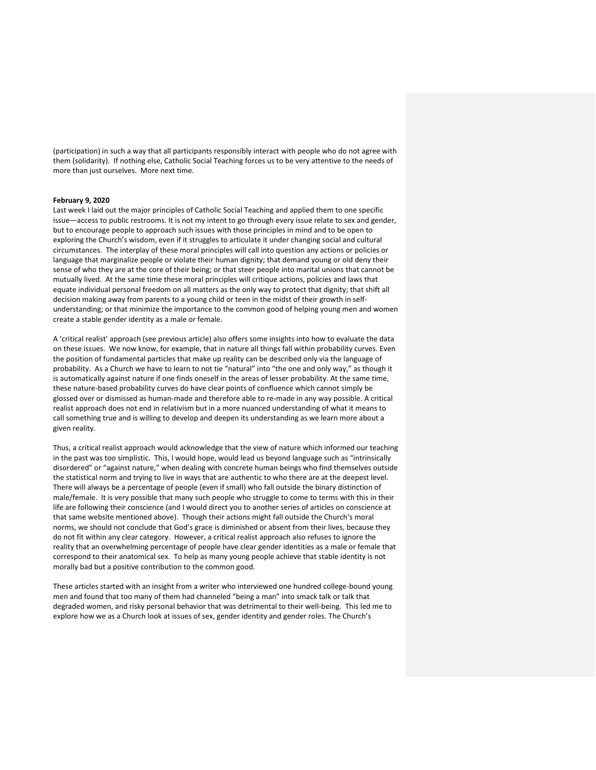(participation) in such a way that all participants responsibly interact with people who do not agree with them (solidarity). If nothing else, Catholic Social Teaching forces us to be very attentive to the needs of more than just ourselves. More next time.

**February 9, 2020**

Last week I laid out the major principles of Catholic Social Teaching and applied them to one specific issue—access to public restrooms. It is not my intent to go through every issue relate to sex and gender, but to encourage people to approach such issues with those principles in mind and to be open to exploring the Church's wisdom, even if it struggles to articulate it under changing social and cultural circumstances. The interplay of these moral principles will call into question any actions or policies or language that marginalize people or violate their human dignity; that demand young or old deny their sense of who they are at the core of their being; or that steer people into marital unions that cannot be mutually lived. At the same time these moral principles will critique actions, policies and laws that equate individual personal freedom on all matters as the only way to protect that dignity; that shift all decision making away from parents to a young child or teen in the midst of their growth in self-understanding; or that minimize the importance to the common good of helping young men and women create a stable gender identity as a male or female.

A 'critical realist' approach (see previous article) also offers some insights into how to evaluate the data on these issues. We now know, for example, that in nature all things fall within probability curves. Even the position of fundamental particles that make up reality can be described only via the language of probability. As a Church we have to learn to not tie "natural" into "the one and only way," as though it is automatically against nature if one finds oneself in the areas of lesser probability. At the same time, these nature-based probability curves do have clear points of confluence which cannot simply be glossed over or dismissed as human-made and therefore able to re-made in any way possible. A critical realist approach does not end in relativism but in a more nuanced understanding of what it means to call something true and is willing to develop and deepen its understanding as we learn more about a given reality.

Thus, a critical realist approach would acknowledge that the view of nature which informed our teaching in the past was too simplistic. This, I would hope, would lead us beyond language such as "intrinsically disordered" or "against nature," when dealing with concrete human beings who find themselves outside the statistical norm and trying to live in ways that are authentic to who there are at the deepest level. There will always be a percentage of people (even if small) who fall outside the binary distinction of male/female. It is very possible that many such people who struggle to come to terms with this in their life are following their conscience (and I would direct you to another series of articles on conscience at that same website mentioned above). Though their actions might fall outside the Church's moral norms, we should not conclude that God's grace is diminished or absent from their lives, because they do not fit within any clear category. However, a critical realist approach also refuses to ignore the reality that an overwhelming percentage of people have clear gender identities as a male or female that correspond to their anatomical sex. To help as many young people achieve that stable identity is not morally bad but a positive contribution to the common good.

These articles started with an insight from a writer who interviewed one hundred college-bound young men and found that too many of them had channeled "being a man" into smack talk or talk that degraded women, and risky personal behavior that was detrimental to their well-being. This led me to explore how we as a Church look at issues of sex, gender identity and gender roles. The Church's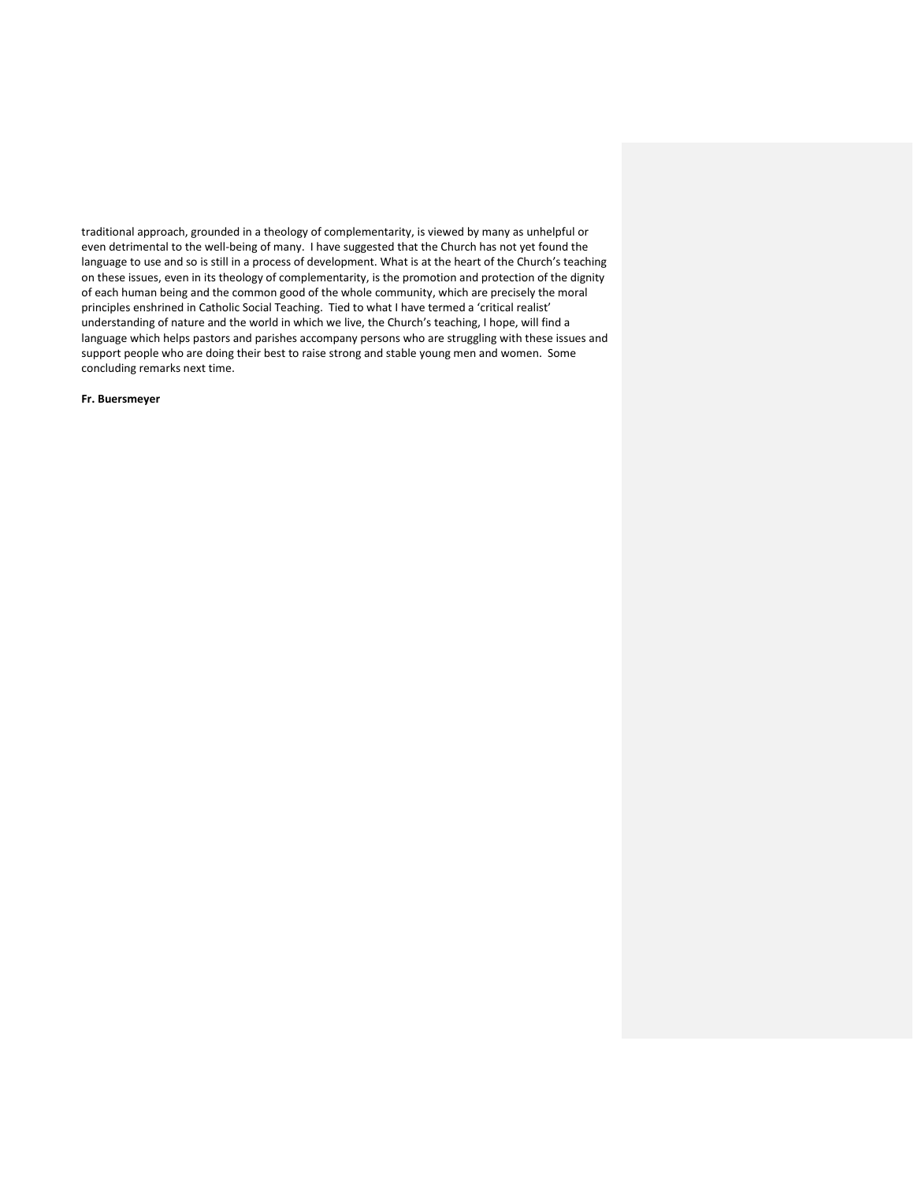traditional approach, grounded in a theology of complementarity, is viewed by many as unhelpful or even detrimental to the well-being of many. I have suggested that the Church has not yet found the language to use and so is still in a process of development. What is at the heart of the Church's teaching on these issues, even in its theology of complementarity, is the promotion and protection of the dignity of each human being and the common good of the whole community, which are precisely the moral principles enshrined in Catholic Social Teaching. Tied to what I have termed a 'critical realist' understanding of nature and the world in which we live, the Church's teaching, I hope, will find a language which helps pastors and parishes accompany persons who are struggling with these issues and support people who are doing their best to raise strong and stable young men and women. Some concluding remarks next time.

**Fr. Buersmeyer**